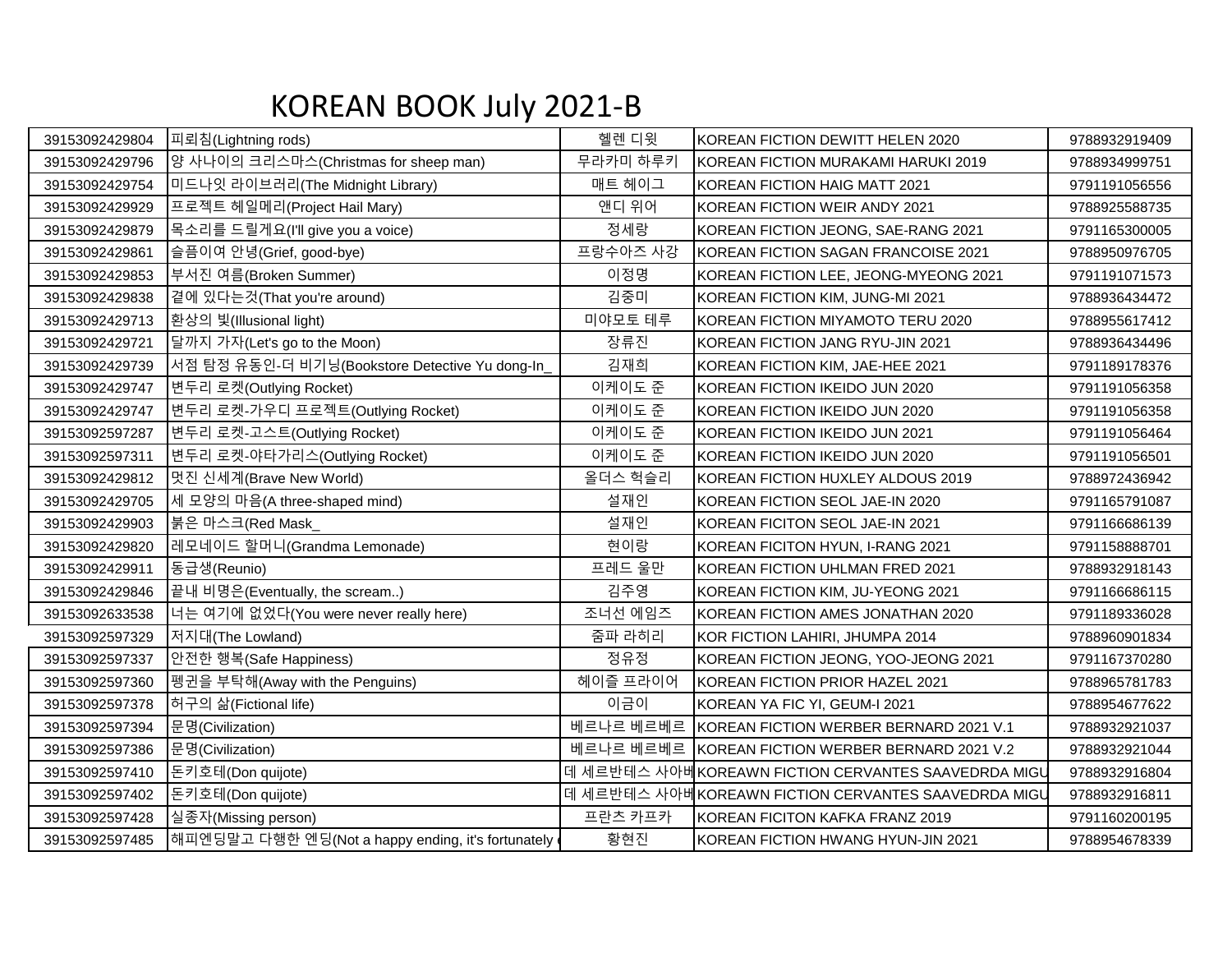# KOREAN BOOK July 2021-B

| | | | | |
|---|---|---|---|---|
| 39153092429804 | 피뢰침(Lightning rods) | 헬렌 디윗 | KOREAN FICTION DEWITT HELEN 2020 | 9788932919409 |
| 39153092429796 | 양 사나이의 크리스마스(Christmas for sheep man) | 무라카미 하루키 | KOREAN FICTION MURAKAMI HARUKI 2019 | 9788934999751 |
| 39153092429754 | 미드나잇 라이브러리(The Midnight Library) | 매트 헤이그 | KOREAN FICTION HAIG MATT 2021 | 9791191056556 |
| 39153092429929 | 프로젝트 헤일메리(Project Hail Mary) | 앤디 위어 | KOREAN FICTION WEIR ANDY 2021 | 9788925588735 |
| 39153092429879 | 목소리를 드릴게요(I'll give you a voice) | 정세랑 | KOREAN FICTION JEONG, SAE-RANG 2021 | 9791165300005 |
| 39153092429861 | 슬픔이여 안녕(Grief, good-bye) | 프랑수아즈 사강 | KOREAN FICTION SAGAN FRANCOISE 2021 | 9788950976705 |
| 39153092429853 | 부서진 여름(Broken Summer) | 이정명 | KOREAN FICTION LEE, JEONG-MYEONG 2021 | 9791191071573 |
| 39153092429838 | 곁에 있다는것(That you're around) | 김중미 | KOREAN FICTION KIM, JUNG-MI 2021 | 9788936434472 |
| 39153092429713 | 환상의 빛(Illusional light) | 미야모토 테루 | KOREAN FICTION MIYAMOTO TERU 2020 | 9788955617412 |
| 39153092429721 | 달까지 가자(Let's go to the Moon) | 장류진 | KOREAN FICTION JANG RYU-JIN 2021 | 9788936434496 |
| 39153092429739 | 서점 탐정 유동인-더 비기닝(Bookstore Detective Yu dong-In_ | 김재희 | KOREAN FICTION KIM, JAE-HEE 2021 | 9791189178376 |
| 39153092429747 | 변두리 로켓(Outlying Rocket) | 이케이도 준 | KOREAN FICTION IKEIDO JUN 2020 | 9791191056358 |
| 39153092429747 | 변두리 로켓-가우디 프로젝트(Outlying Rocket) | 이케이도 준 | KOREAN FICTION IKEIDO JUN 2020 | 9791191056358 |
| 39153092597287 | 변두리 로켓-고스트(Outlying Rocket) | 이케이도 준 | KOREAN FICTION IKEIDO JUN 2021 | 9791191056464 |
| 39153092597311 | 변두리 로켓-야타가리스(Outlying Rocket) | 이케이도 준 | KOREAN FICTION IKEIDO JUN 2020 | 9791191056501 |
| 39153092429812 | 멋진 신세계(Brave New World) | 올더스 헉슬리 | KOREAN FICTION HUXLEY ALDOUS 2019 | 9788972436942 |
| 39153092429705 | 세 모양의 마음(A three-shaped mind) | 설재인 | KOREAN FICTION SEOL JAE-IN 2020 | 9791165791087 |
| 39153092429903 | 붉은 마스크(Red Mask_ | 설재인 | KOREAN FICITON SEOL JAE-IN 2021 | 9791166686139 |
| 39153092429820 | 레모네이드 할머니(Grandma Lemonade) | 현이랑 | KOREAN FICITON HYUN, I-RANG 2021 | 9791158888701 |
| 39153092429911 | 동급생(Reunio) | 프레드 울만 | KOREAN FICTION UHLMAN FRED 2021 | 9788932918143 |
| 39153092429846 | 끝내 비명은(Eventually, the scream..) | 김주영 | KOREAN FICTION KIM, JU-YEONG 2021 | 9791166686115 |
| 39153092633538 | 너는 여기에 없었다(You were never really here) | 조너선 에임즈 | KOREAN FICTION AMES JONATHAN 2020 | 9791189336028 |
| 39153092597329 | 저지대(The Lowland) | 줌파 라히리 | KOR FICTION LAHIRI, JHUMPA 2014 | 9788960901834 |
| 39153092597337 | 안전한 행복(Safe Happiness) | 정유정 | KOREAN FICTION JEONG, YOO-JEONG 2021 | 9791167370280 |
| 39153092597360 | 펭귄을 부탁해(Away with the Penguins) | 헤이즐 프라이어 | KOREAN FICTION PRIOR HAZEL 2021 | 9788965781783 |
| 39153092597378 | 허구의 삶(Fictional life) | 이금이 | KOREAN YA FIC YI, GEUM-I 2021 | 9788954677622 |
| 39153092597394 | 문명(Civilization) | 베르나르 베르베르 | KOREAN FICTION WERBER BERNARD 2021 V.1 | 9788932921037 |
| 39153092597386 | 문명(Civilization) | 베르나르 베르베르 | KOREAN FICTION WERBER BERNARD 2021 V.2 | 9788932921044 |
| 39153092597410 | 돈키호테(Don quijote) | 데 세르반테스 사아베 | KOREAWN FICTION CERVANTES SAAVEDRDA MIGU | 9788932916804 |
| 39153092597402 | 돈키호테(Don quijote) | 데 세르반테스 사아베 | KOREAWN FICTION CERVANTES SAAVEDRDA MIGU | 9788932916811 |
| 39153092597428 | 실종자(Missing person) | 프란츠 카프카 | KOREAN FICITON KAFKA FRANZ 2019 | 9791160200195 |
| 39153092597485 | 해피엔딩말고 다행한 엔딩(Not a happy ending, it's fortunately | 황현진 | KOREAN FICTION HWANG HYUN-JIN 2021 | 9788954678339 |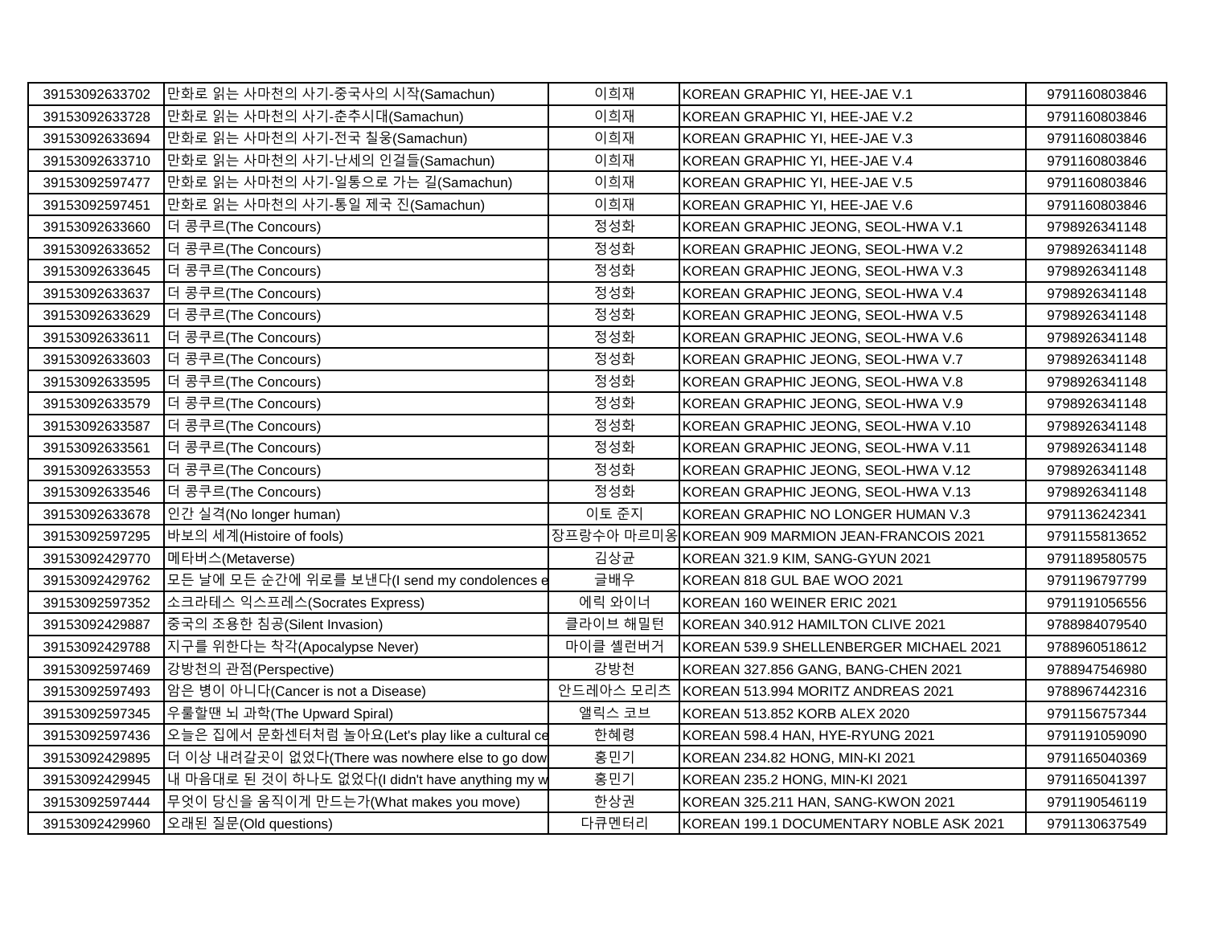| 39153092633702 | 만화로 읽는 사마천의 사기-중국사의 시작(Samachun) | 이희재 | KOREAN GRAPHIC YI, HEE-JAE V.1 | 9791160803846 |
|---|---|---|---|---|
| 39153092633728 | 만화로 읽는 사마천의 사기-춘추시대(Samachun) | 이희재 | KOREAN GRAPHIC YI, HEE-JAE V.2 | 9791160803846 |
| 39153092633694 | 만화로 읽는 사마천의 사기-전국 칠웅(Samachun) | 이희재 | KOREAN GRAPHIC YI, HEE-JAE V.3 | 9791160803846 |
| 39153092633710 | 만화로 읽는 사마천의 사기-난세의 인걸들(Samachun) | 이희재 | KOREAN GRAPHIC YI, HEE-JAE V.4 | 9791160803846 |
| 39153092597477 | 만화로 읽는 사마천의 사기-일통으로 가는 길(Samachun) | 이희재 | KOREAN GRAPHIC YI, HEE-JAE V.5 | 9791160803846 |
| 39153092597451 | 만화로 읽는 사마천의 사기-통일 제국 진(Samachun) | 이희재 | KOREAN GRAPHIC YI, HEE-JAE V.6 | 9791160803846 |
| 39153092633660 | 더 콩쿠르(The Concours) | 정성화 | KOREAN GRAPHIC JEONG, SEOL-HWA V.1 | 9798926341148 |
| 39153092633652 | 더 콩쿠르(The Concours) | 정성화 | KOREAN GRAPHIC JEONG, SEOL-HWA V.2 | 9798926341148 |
| 39153092633645 | 더 콩쿠르(The Concours) | 정성화 | KOREAN GRAPHIC JEONG, SEOL-HWA V.3 | 9798926341148 |
| 39153092633637 | 더 콩쿠르(The Concours) | 정성화 | KOREAN GRAPHIC JEONG, SEOL-HWA V.4 | 9798926341148 |
| 39153092633629 | 더 콩쿠르(The Concours) | 정성화 | KOREAN GRAPHIC JEONG, SEOL-HWA V.5 | 9798926341148 |
| 39153092633611 | 더 콩쿠르(The Concours) | 정성화 | KOREAN GRAPHIC JEONG, SEOL-HWA V.6 | 9798926341148 |
| 39153092633603 | 더 콩쿠르(The Concours) | 정성화 | KOREAN GRAPHIC JEONG, SEOL-HWA V.7 | 9798926341148 |
| 39153092633595 | 더 콩쿠르(The Concours) | 정성화 | KOREAN GRAPHIC JEONG, SEOL-HWA V.8 | 9798926341148 |
| 39153092633579 | 더 콩쿠르(The Concours) | 정성화 | KOREAN GRAPHIC JEONG, SEOL-HWA V.9 | 9798926341148 |
| 39153092633587 | 더 콩쿠르(The Concours) | 정성화 | KOREAN GRAPHIC JEONG, SEOL-HWA V.10 | 9798926341148 |
| 39153092633561 | 더 콩쿠르(The Concours) | 정성화 | KOREAN GRAPHIC JEONG, SEOL-HWA V.11 | 9798926341148 |
| 39153092633553 | 더 콩쿠르(The Concours) | 정성화 | KOREAN GRAPHIC JEONG, SEOL-HWA V.12 | 9798926341148 |
| 39153092633546 | 더 콩쿠르(The Concours) | 정성화 | KOREAN GRAPHIC JEONG, SEOL-HWA V.13 | 9798926341148 |
| 39153092633678 | 인간 실격(No longer human) | 이토 준지 | KOREAN GRAPHIC NO LONGER HUMAN V.3 | 9791136242341 |
| 39153092597295 | 바보의 세계(Histoire of fools) | 장프랑수아 마르미옹 | KOREAN 909 MARMION JEAN-FRANCOIS 2021 | 9791155813652 |
| 39153092429770 | 메타버스(Metaverse) | 김상균 | KOREAN 321.9 KIM, SANG-GYUN 2021 | 9791189580575 |
| 39153092429762 | 모든 날에 모든 순간에 위로를 보낸다(I send my condolences e | 글배우 | KOREAN 818 GUL BAE WOO 2021 | 9791196797799 |
| 39153092597352 | 소크라테스 익스프레스(Socrates Express) | 에릭 와이너 | KOREAN 160 WEINER ERIC 2021 | 9791191056556 |
| 39153092429887 | 중국의 조용한 침공(Silent Invasion) | 클라이브 해밀턴 | KOREAN 340.912 HAMILTON CLIVE 2021 | 9788984079540 |
| 39153092429788 | 지구를 위한다는 착각(Apocalypse Never) | 마이클 셸런버거 | KOREAN 539.9 SHELLENBERGER MICHAEL 2021 | 9788960518612 |
| 39153092597469 | 강방천의 관점(Perspective) | 강방천 | KOREAN 327.856 GANG, BANG-CHEN 2021 | 9788947546980 |
| 39153092597493 | 암은 병이 아니다(Cancer is not a Disease) | 안드레아스 모리츠 | KOREAN 513.994 MORITZ ANDREAS 2021 | 9788967442316 |
| 39153092597345 | 우울할땐 뇌 과학(The Upward Spiral) | 앨릭스 코브 | KOREAN 513.852 KORB ALEX 2020 | 9791156757344 |
| 39153092597436 | 오늘은 집에서 문화센터처럼 놀아요(Let's play like a cultural ce | 한혜령 | KOREAN 598.4 HAN, HYE-RYUNG 2021 | 9791191059090 |
| 39153092429895 | 더 이상 내려갈곳이 없었다(There was nowhere else to go dow | 홍민기 | KOREAN 234.82 HONG, MIN-KI 2021 | 9791165040369 |
| 39153092429945 | 내 마음대로 된 것이 하나도 없었다(I didn't have anything my w | 홍민기 | KOREAN 235.2 HONG, MIN-KI 2021 | 9791165041397 |
| 39153092597444 | 무엇이 당신을 움직이게 만드는가(What makes you move) | 한상권 | KOREAN 325.211 HAN, SANG-KWON 2021 | 9791190546119 |
| 39153092429960 | 오래된 질문(Old questions) | 다큐멘터리 | KOREAN 199.1 DOCUMENTARY NOBLE ASK 2021 | 9791130637549 |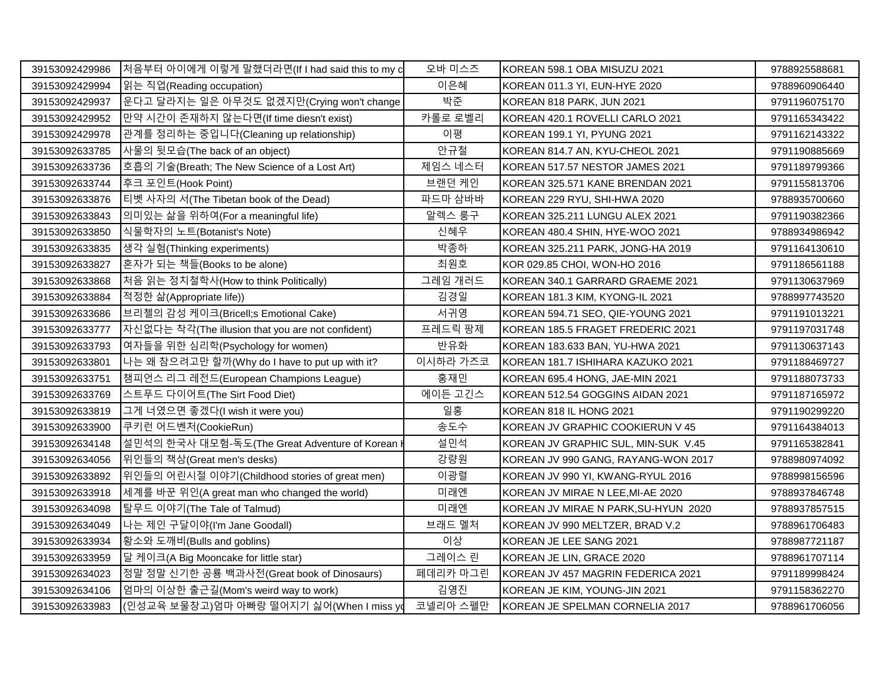| 39153092429986 | 처음부터 아이에게 이렇게 말했더라면(If I had said this to my c | 오바 미스즈 | KOREAN 598.1 OBA MISUZU 2021 | 9788925588681 |
|---|---|---|---|---|
| 39153092429994 | 읽는 직업(Reading occupation) | 이은혜 | KOREAN 011.3 YI, EUN-HYE 2020 | 9788960906440 |
| 39153092429937 | 운다고 달라지는 일은 아무것도 없겠지만(Crying won't change | 박준 | KOREAN 818 PARK, JUN 2021 | 9791196075170 |
| 39153092429952 | 만약 시간이 존재하지 않는다면(If time diesn't exist) | 카롤로 로벨리 | KOREAN 420.1 ROVELLI CARLO 2021 | 9791165343422 |
| 39153092429978 | 관계를 정리하는 중입니다(Cleaning up relationship) | 이평 | KOREAN 199.1 YI, PYUNG 2021 | 9791162143322 |
| 39153092633785 | 사물의 뒷모습(The back of an object) | 안규철 | KOREAN 814.7 AN, KYU-CHEOL 2021 | 9791190885669 |
| 39153092633736 | 호흡의 기술(Breath; The New Science of a Lost Art) | 제임스 네스터 | KOREAN 517.57 NESTOR JAMES 2021 | 9791189799366 |
| 39153092633744 | 후크 포인트(Hook Point) | 브랜던 케인 | KOREAN 325.571 KANE BRENDAN 2021 | 9791155813706 |
| 39153092633876 | 티벳 사자의 서(The Tibetan book of the Dead) | 파드마 삼바바 | KOREAN 229 RYU, SHI-HWA 2020 | 9788935700660 |
| 39153092633843 | 의미있는 삶을 위하여(For a meaningful life) | 알렉스 룽구 | KOREAN 325.211 LUNGU ALEX 2021 | 9791190382366 |
| 39153092633850 | 식물학자의 노트(Botanist's Note) | 신혜우 | KOREAN 480.4 SHIN, HYE-WOO 2021 | 9788934986942 |
| 39153092633835 | 생각 실험(Thinking experiments) | 박종하 | KOREAN 325.211 PARK, JONG-HA 2019 | 9791164130610 |
| 39153092633827 | 혼자가 되는 책들(Books to be alone) | 최원호 | KOR 029.85 CHOI, WON-HO 2016 | 9791186561188 |
| 39153092633868 | 처음 읽는 정치철학사(How to think Politically) | 그레임 개러드 | KOREAN 340.1 GARRARD GRAEME 2021 | 9791130637969 |
| 39153092633884 | 적정한 삶(Appropriate life)) | 김경일 | KOREAN 181.3 KIM, KYONG-IL 2021 | 9788997743520 |
| 39153092633686 | 브리첼의 감성 케이크(Bricell;s Emotional Cake) | 서귀영 | KOREAN 594.71 SEO, QIE-YOUNG 2021 | 9791191013221 |
| 39153092633777 | 자신없다는 착각(The illusion that you are not confident) | 프레드릭 팡제 | KOREAN 185.5 FRAGET FREDERIC 2021 | 9791197031748 |
| 39153092633793 | 여자들을 위한 심리학(Psychology for women) | 반유화 | KOREAN 183.633 BAN, YU-HWA 2021 | 9791130637143 |
| 39153092633801 | 나는 왜 참으려고만 할까(Why do I have to put up with it? | 이시하라 가즈코 | KOREAN 181.7 ISHIHARA KAZUKO 2021 | 9791188469727 |
| 39153092633751 | 챔피언스 리그 레전드(European Champions League) | 홍재민 | KOREAN 695.4 HONG, JAE-MIN 2021 | 9791188073733 |
| 39153092633769 | 스트푸드 다이어트(The Sirt Food Diet) | 에이든 고긴스 | KOREAN 512.54 GOGGINS AIDAN 2021 | 9791187165972 |
| 39153092633819 | 그게 너였으면 좋겠다(I wish it were you) | 일홍 | KOREAN 818 IL HONG 2021 | 9791190299220 |
| 39153092633900 | 쿠키런 어드벤처(CookieRun) | 송도수 | KOREAN JV GRAPHIC COOKIERUN V 45 | 9791164384013 |
| 39153092634148 | 설민석의 한국사 대모험-독도(The Great Adventure of Korean H | 설민석 | KOREAN JV GRAPHIC SUL, MIN-SUK V.45 | 9791165382841 |
| 39153092634056 | 위인들의 책상(Great men's desks) | 강량원 | KOREAN JV 990 GANG, RAYANG-WON 2017 | 9788980974092 |
| 39153092633892 | 위인들의 어린시절 이야기(Childhood stories of great men) | 이광렬 | KOREAN JV 990 YI, KWANG-RYUL 2016 | 9788998156596 |
| 39153092633918 | 세계를 바꾼 위인(A great man who changed the world) | 미래엔 | KOREAN JV MIRAE N LEE,MI-AE 2020 | 9788937846748 |
| 39153092634098 | 탈무드 이야기(The Tale of Talmud) | 미래엔 | KOREAN JV MIRAE N PARK,SU-HYUN 2020 | 9788937857515 |
| 39153092634049 | 나는 제인 구달이야(I'm Jane Goodall) | 브래드 멜처 | KOREAN JV 990 MELTZER, BRAD V.2 | 9788961706483 |
| 39153092633934 | 황소와 도깨비(Bulls and goblins) | 이상 | KOREAN JE LEE SANG 2021 | 9788987721187 |
| 39153092633959 | 달 케이크(A Big Mooncake for little star) | 그레이스 린 | KOREAN JE LIN, GRACE 2020 | 9788961707114 |
| 39153092634023 | 정말 정말 신기한 공룡 백과사전(Great book of Dinosaurs) | 페데리카 마그린 | KOREAN JV 457 MAGRIN FEDERICA 2021 | 9791189998424 |
| 39153092634106 | 엄마의 이상한 출근길(Mom's weird way to work) | 김영진 | KOREAN JE KIM, YOUNG-JIN 2021 | 9791158362270 |
| 39153092633983 | (인성교육 보물창고)엄마 아빠랑 떨어지기 싫어(When I miss yo | 코넬리아 스펠만 | KOREAN JE SPELMAN CORNELIA 2017 | 9788961706056 |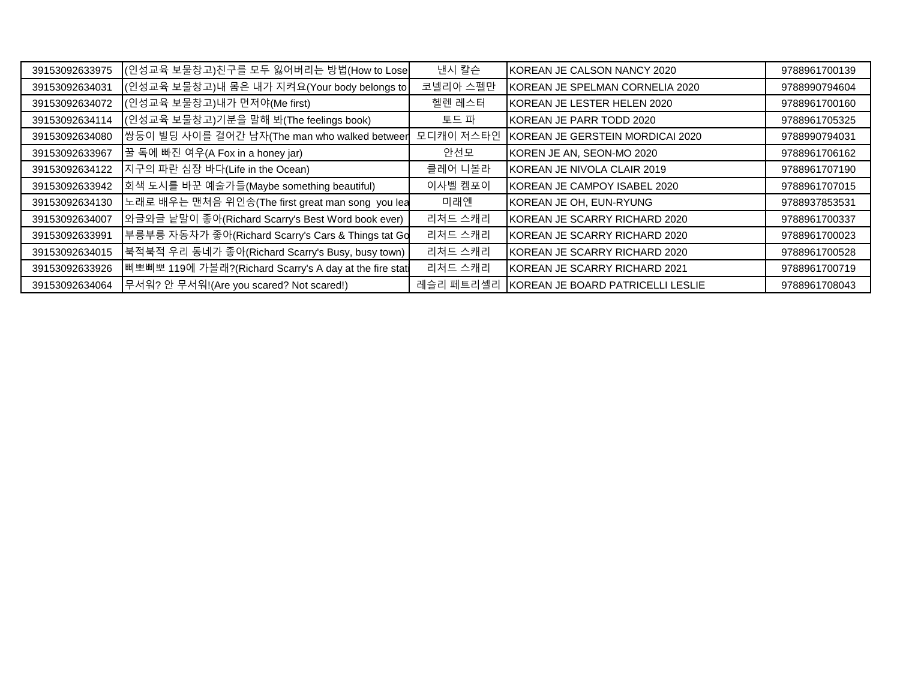| | | | | |
|---|---|---|---|---|
| 39153092633975 | (인성교육 보물창고)친구를 모두 잃어버리는 방법(How to Lose | 낸시 칼슨 | KOREAN JE CALSON NANCY 2020 | 9788961700139 |
| 39153092634031 | (인성교육 보물창고)내 몸은 내가 지켜요(Your body belongs to | 코넬리아 스펠만 | KOREAN JE SPELMAN CORNELIA 2020 | 9788990794604 |
| 39153092634072 | (인성교육 보물창고)내가 먼저야(Me first) | 헬렌 레스터 | KOREAN JE LESTER HELEN 2020 | 9788961700160 |
| 39153092634114 | (인성교육 보물창고)기분을 말해 봐(The feelings book) | 토드 파 | KOREAN JE PARR TODD 2020 | 9788961705325 |
| 39153092634080 | 쌍둥이 빌딩 사이를 걸어간 남자(The man who walked betweer | 모디캐이 저스타인 | KOREAN JE GERSTEIN MORDICAI 2020 | 9788990794031 |
| 39153092633967 | 꿀 독에 빠진 여우(A Fox in a honey jar) | 안선모 | KOREN JE AN, SEON-MO 2020 | 9788961706162 |
| 39153092634122 | 지구의 파란 심장 바다(Life in the Ocean) | 클레어 니볼라 | KOREAN JE NIVOLA CLAIR 2019 | 9788961707190 |
| 39153092633942 | 회색 도시를 바꾼 예술가들(Maybe something beautiful) | 이사벨 캠포이 | KOREAN JE CAMPOY ISABEL 2020 | 9788961707015 |
| 39153092634130 | 노래로 배우는 맨처음 위인송(The first great man song you lea | 미래엔 | KOREAN JE OH, EUN-RYUNG | 9788937853531 |
| 39153092634007 | 와글와글 낱말이 좋아(Richard Scarry's Best Word book ever) | 리처드 스캐리 | KOREAN JE SCARRY RICHARD 2020 | 9788961700337 |
| 39153092633991 | 부릉부릉 자동차가 좋아(Richard Scarry's Cars & Things tat Go | 리처드 스캐리 | KOREAN JE SCARRY RICHARD 2020 | 9788961700023 |
| 39153092634015 | 북적북적 우리 동네가 좋아(Richard Scarry's Busy, busy town) | 리처드 스캐리 | KOREAN JE SCARRY RICHARD 2020 | 9788961700528 |
| 39153092633926 | 삐뽀삐뽀 119에 가볼래?(Richard Scarry's A day at the fire stati | 리처드 스캐리 | KOREAN JE SCARRY RICHARD 2021 | 9788961700719 |
| 39153092634064 | 무서워? 안 무서워!(Are you scared? Not scared!) | 레슬리 페트리셀리 | KOREAN JE BOARD PATRICELLI LESLIE | 9788961708043 |